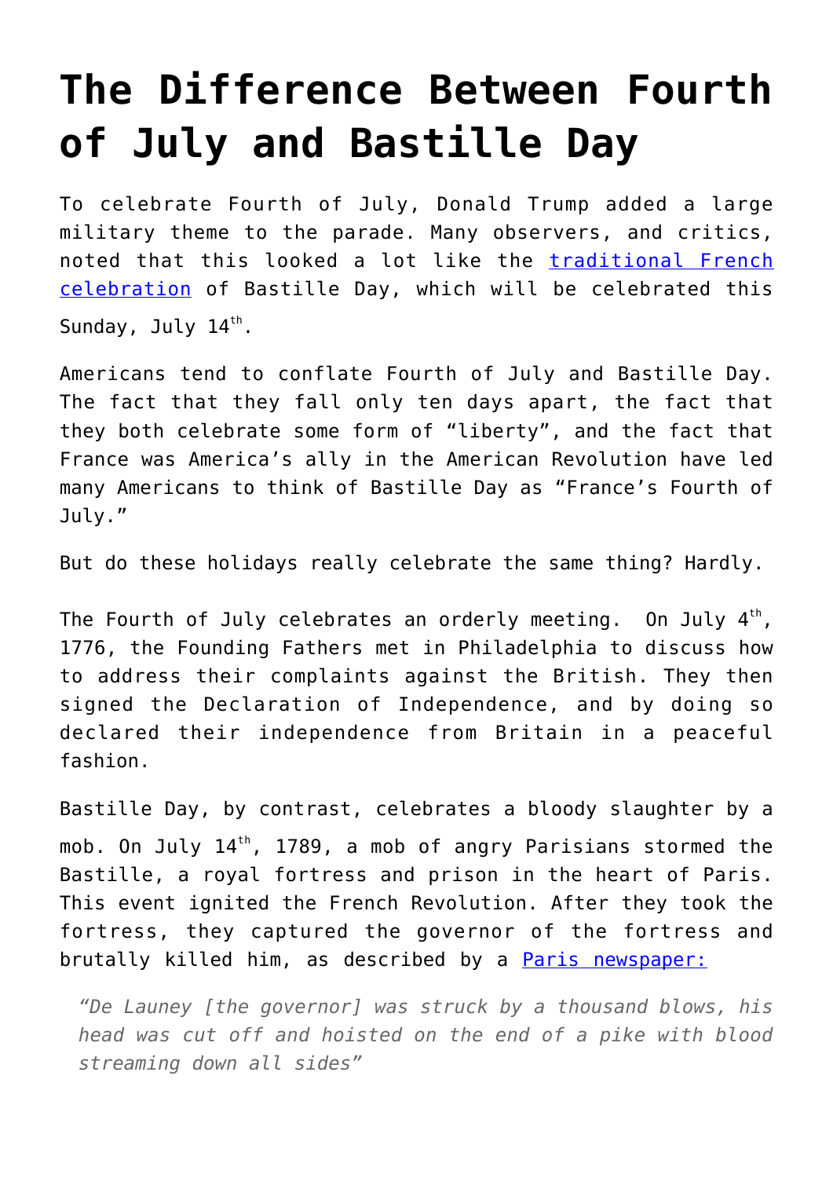# The Difference Between Fourth of July and Bastille Day

To celebrate Fourth of July, Donald Trump added a large military theme to the parade. Many observers, and critics, noted that this looked a lot like the [traditional French celebration]() of Bastille Day, which will be celebrated this Sunday, July 14th.

Americans tend to conflate Fourth of July and Bastille Day. The fact that they fall only ten days apart, the fact that they both celebrate some form of "liberty", and the fact that France was America's ally in the American Revolution have led many Americans to think of Bastille Day as "France's Fourth of July."

But do these holidays really celebrate the same thing? Hardly.

The Fourth of July celebrates an orderly meeting. On July 4th, 1776, the Founding Fathers met in Philadelphia to discuss how to address their complaints against the British. They then signed the Declaration of Independence, and by doing so declared their independence from Britain in a peaceful fashion.

Bastille Day, by contrast, celebrates a bloody slaughter by a mob. On July 14th, 1789, a mob of angry Parisians stormed the Bastille, a royal fortress and prison in the heart of Paris. This event ignited the French Revolution. After they took the fortress, they captured the governor of the fortress and brutally killed him, as described by a [Paris newspaper:]()

> *"De Launey [the governor] was struck by a thousand blows, his head was cut off and hoisted on the end of a pike with blood streaming down all sides"*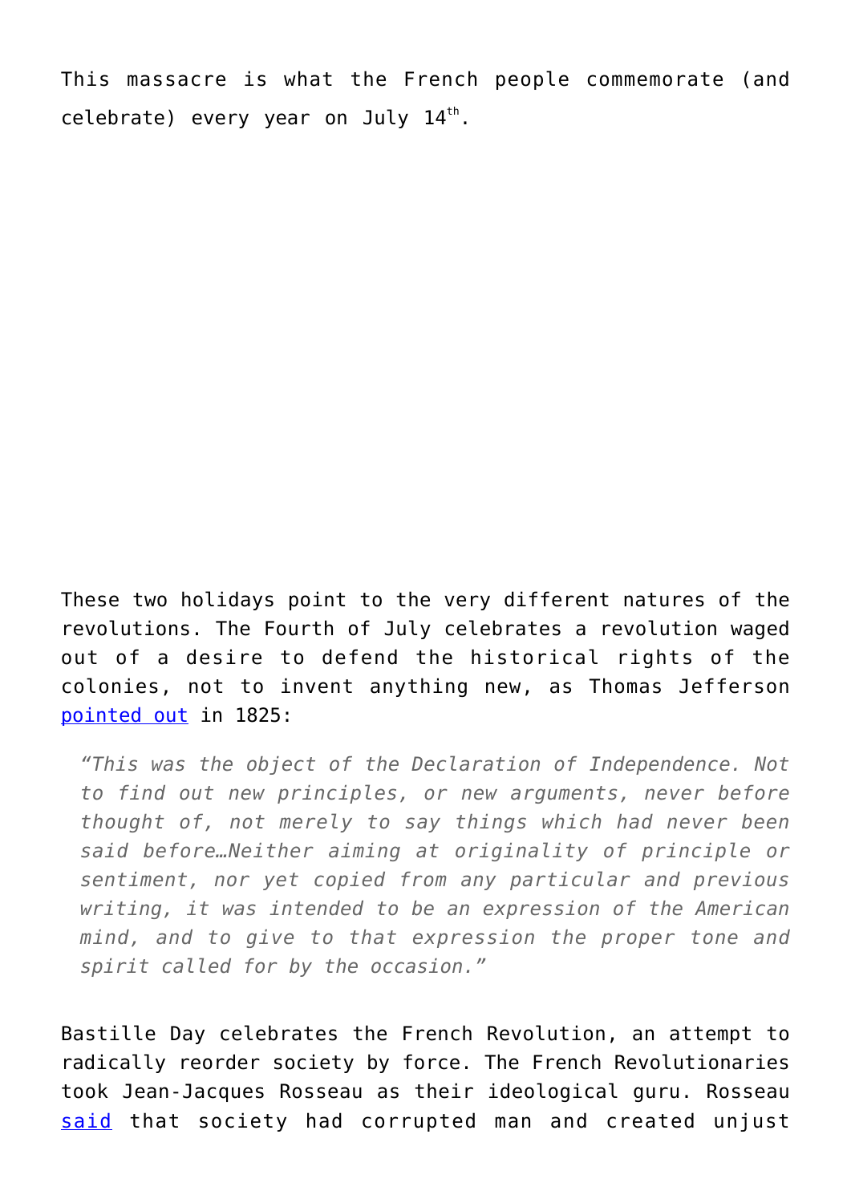This massacre is what the French people commemorate (and celebrate) every year on July 14th.

These two holidays point to the very different natures of the revolutions. The Fourth of July celebrates a revolution waged out of a desire to defend the historical rights of the colonies, not to invent anything new, as Thomas Jefferson pointed out in 1825:

> *"This was the object of the Declaration of Independence. Not to find out new principles, or new arguments, never before thought of, not merely to say things which had never been said before…Neither aiming at originality of principle or sentiment, nor yet copied from any particular and previous writing, it was intended to be an expression of the American mind, and to give to that expression the proper tone and spirit called for by the occasion."*

Bastille Day celebrates the French Revolution, an attempt to radically reorder society by force. The French Revolutionaries took Jean-Jacques Rosseau as their ideological guru. Rosseau said that society had corrupted man and created unjust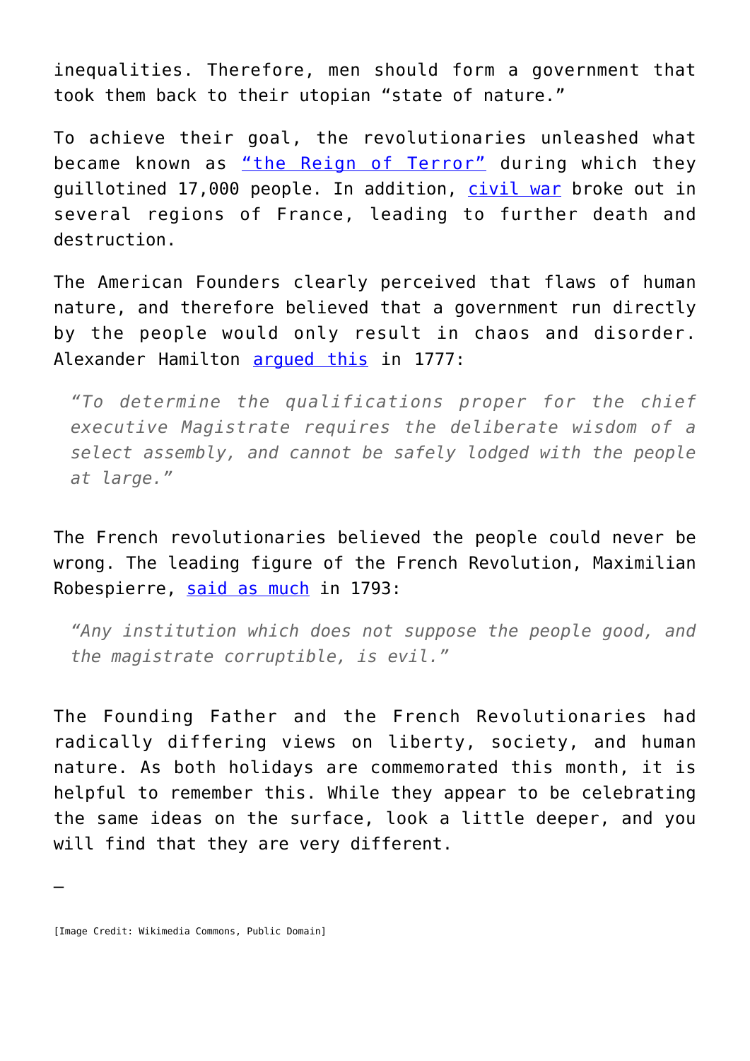inequalities. Therefore, men should form a government that took them back to their utopian "state of nature."

To achieve their goal, the revolutionaries unleashed what became known as "the Reign of Terror" during which they guillotined 17,000 people. In addition, civil war broke out in several regions of France, leading to further death and destruction.

The American Founders clearly perceived that flaws of human nature, and therefore believed that a government run directly by the people would only result in chaos and disorder. Alexander Hamilton argued this in 1777:

> *"To determine the qualifications proper for the chief executive Magistrate requires the deliberate wisdom of a select assembly, and cannot be safely lodged with the people at large."*

The French revolutionaries believed the people could never be wrong. The leading figure of the French Revolution, Maximilian Robespierre, said as much in 1793:

> *"Any institution which does not suppose the people good, and the magistrate corruptible, is evil."*

The Founding Father and the French Revolutionaries had radically differing views on liberty, society, and human nature. As both holidays are commemorated this month, it is helpful to remember this. While they appear to be celebrating the same ideas on the surface, look a little deeper, and you will find that they are very different.

—

[Image Credit: Wikimedia Commons, Public Domain]